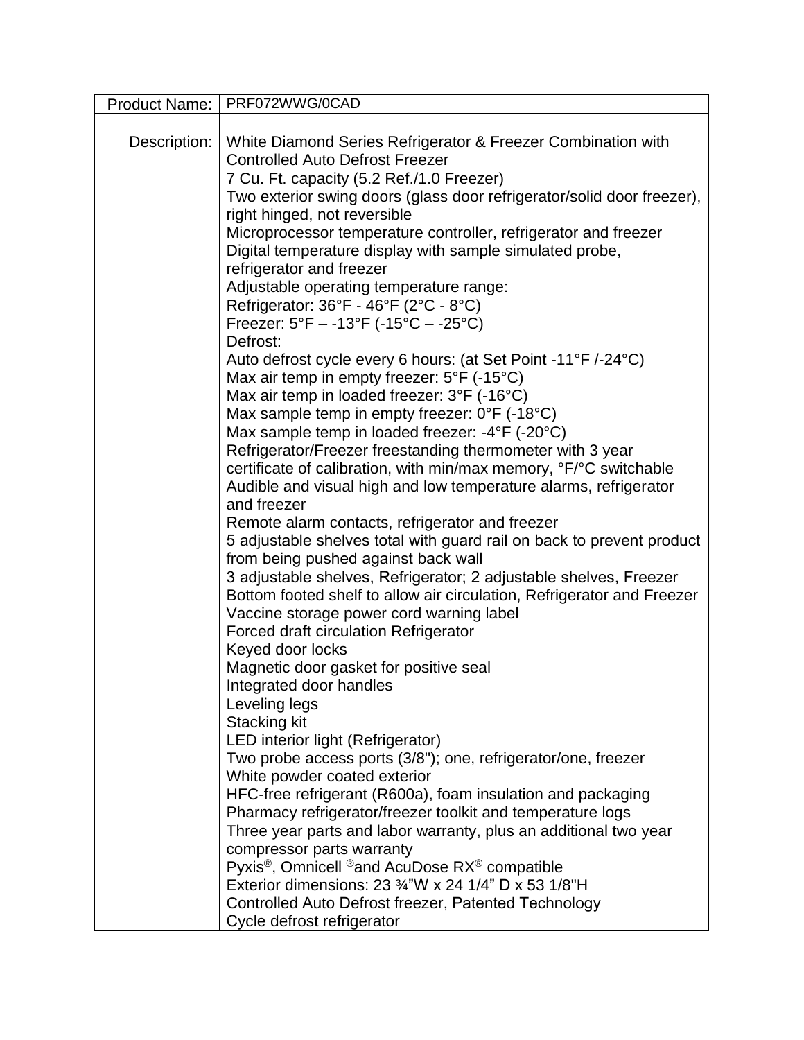| Product Name: | PRF072WWG/0CAD |
| --- | --- |
| | |
| Description: | White Diamond Series Refrigerator & Freezer Combination with Controlled Auto Defrost Freezer<br>7 Cu. Ft. capacity (5.2 Ref./1.0 Freezer)<br>Two exterior swing doors (glass door refrigerator/solid door freezer), right hinged, not reversible<br>Microprocessor temperature controller, refrigerator and freezer<br>Digital temperature display with sample simulated probe, refrigerator and freezer<br>Adjustable operating temperature range:<br>Refrigerator: 36°F - 46°F (2°C - 8°C)<br>Freezer: 5°F – -13°F (-15°C – -25°C)<br>Defrost:<br>Auto defrost cycle every 6 hours: (at Set Point -11°F /-24°C)<br>Max air temp in empty freezer: 5°F (-15°C)<br>Max air temp in loaded freezer: 3°F (-16°C)<br>Max sample temp in empty freezer: 0°F (-18°C)<br>Max sample temp in loaded freezer: -4°F (-20°C)<br>Refrigerator/Freezer freestanding thermometer with 3 year certificate of calibration, with min/max memory, °F/°C switchable<br>Audible and visual high and low temperature alarms, refrigerator and freezer<br>Remote alarm contacts, refrigerator and freezer<br>5 adjustable shelves total with guard rail on back to prevent product from being pushed against back wall<br>3 adjustable shelves, Refrigerator; 2 adjustable shelves, Freezer<br>Bottom footed shelf to allow air circulation, Refrigerator and Freezer<br>Vaccine storage power cord warning label<br>Forced draft circulation Refrigerator<br>Keyed door locks<br>Magnetic door gasket for positive seal<br>Integrated door handles<br>Leveling legs<br>Stacking kit<br>LED interior light (Refrigerator)<br>Two probe access ports (3/8"); one, refrigerator/one, freezer<br>White powder coated exterior<br>HFC-free refrigerant (R600a), foam insulation and packaging<br>Pharmacy refrigerator/freezer toolkit and temperature logs<br>Three year parts and labor warranty, plus an additional two year compressor parts warranty<br>Pyxis®, Omnicell ®and AcuDose RX® compatible<br>Exterior dimensions: 23 ¾"W x 24 1/4" D x 53 1/8"H<br>Controlled Auto Defrost freezer, Patented Technology<br>Cycle defrost refrigerator |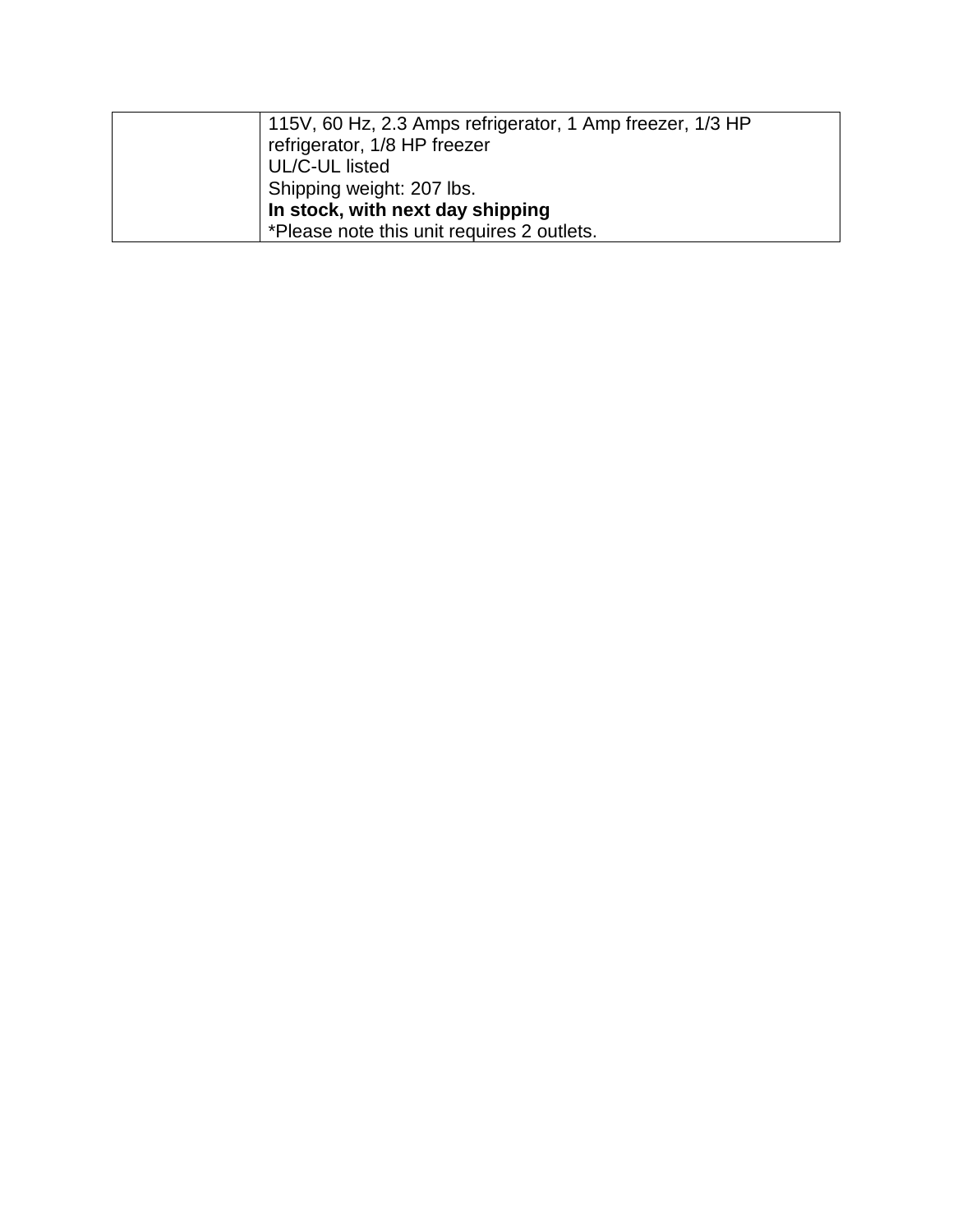| | |
|---|---|
| | 115V, 60 Hz, 2.3 Amps refrigerator, 1 Amp freezer, 1/3 HP refrigerator, 1/8 HP freezer<br>UL/C-UL listed<br>Shipping weight: 207 lbs.<br>**In stock, with next day shipping**<br>*Please note this unit requires 2 outlets. |